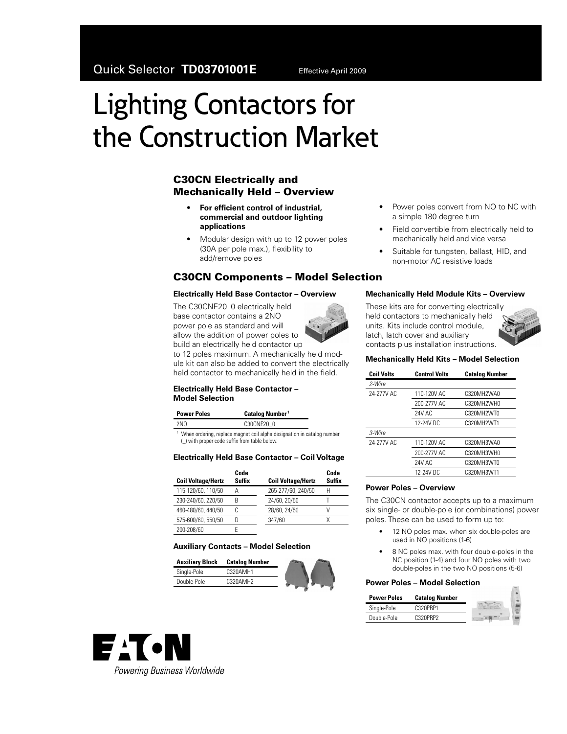Quick Selector **TD03701001E** Effective April 2009

# Lighting Contactors for the Construction Market

## C30CN Electrically and Mechanically Held – Overview

- **For efficient control of industrial, commercial and outdoor lighting applications**
- Modular design with up to 12 power poles (30A per pole max.), flexibility to add/remove poles
- Power poles convert from NO to NC with a simple 180 degree turn
- Field convertible from electrically held to mechanically held and vice versa
- Suitable for tungsten, ballast, HID, and non-motor AC resistive loads

## C30CN Components – Model Selection

### Electrically Held Base Contactor – Overview

The C30CNE20_0 electrically held base contactor contains a 2NO power pole as standard and will allow the addition of power poles to build an electrically held contactor up to 12 poles maximum. A mechanically held module kit can also be added to convert the electrically held contactor to mechanically held in the field.

### Electrically Held Base Contactor – Model Selection

| Power Poles | Catalog Number [1] |
|---|---|
| 2NO | C30CNE20_0 |

[1] When ordering, replace magnet coil alpha designation in catalog number (_) with proper code suffix from table below.

### Electrically Held Base Contactor – Coil Voltage

| Coil Voltage/Hertz | Code Suffix | Coil Voltage/Hertz | Code Suffix |
|---|---|---|---|
| 115-120/60, 110/50 | A | 265-277/60, 240/50 | H |
| 230-240/60, 220/50 | B | 24/60, 20/50 | T |
| 460-480/60, 440/50 | C | 28/60, 24/50 | V |
| 575-600/60, 550/50 | D | 347/60 | X |
| 200-208/60 | E | | |

### Auxiliary Contacts – Model Selection

| Auxiliary Block | Catalog Number |
|---|---|
| Single-Pole | C320AMH1 |
| Double-Pole | C320AMH2 |

### Mechanically Held Module Kits – Overview

These kits are for converting electrically held contactors to mechanically held units. Kits include control module, latch, latch cover and auxiliary contacts plus installation instructions.

### Mechanically Held Kits – Model Selection

| Coil Volts | Control Volts | Catalog Number |
|---|---|---|
| *2-Wire* | | |
| 24-277V AC | 110-120V AC | C320MH2WA0 |
| | 200-277V AC | C320MH2WH0 |
| | 24V AC | C320MH2WT0 |
| | 12-24V DC | C320MH2WT1 |
| *3-Wire* | | |
| 24-277V AC | 110-120V AC | C320MH3WA0 |
| | 200-277V AC | C320MH3WH0 |
| | 24V AC | C320MH3WT0 |
| | 12-24V DC | C320MH3WT1 |

### Power Poles – Overview

The C30CN contactor accepts up to a maximum six single- or double-pole (or combinations) power poles. These can be used to form up to:

- 12 NO poles max. when six double-poles are used in NO positions (1-6)
- 8 NC poles max. with four double-poles in the NC position (1-4) and four NO poles with two double-poles in the two NO positions (5-6)

### Power Poles – Model Selection

| Power Poles | Catalog Number |
|---|---|
| Single-Pole | C320PRP1 |
| Double-Pole | C320PRP2 |

EATON
*Powering Business Worldwide*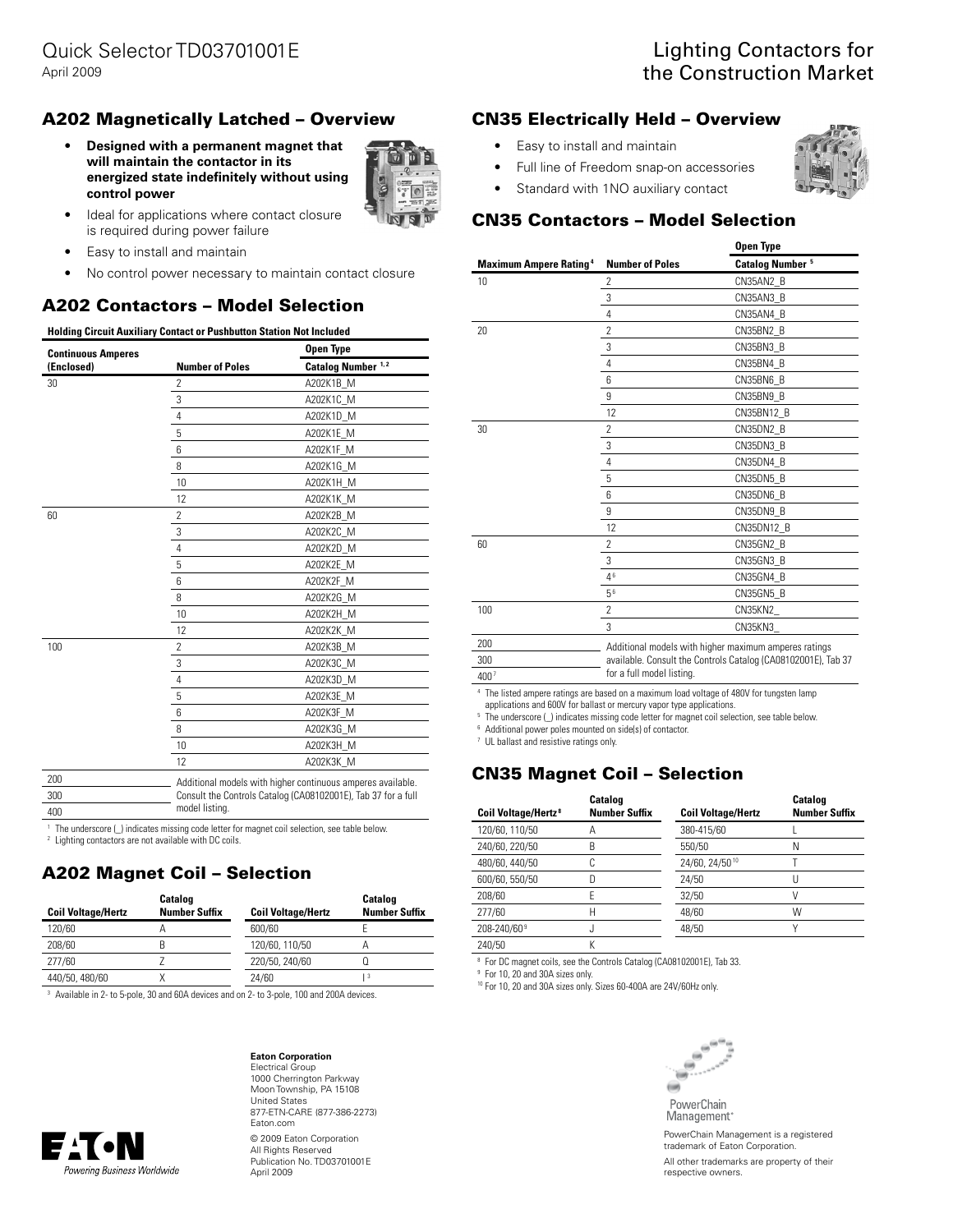## A202 Magnetically Latched – Overview

- **Designed with a permanent magnet that will maintain the contactor in its energized state indefinitely without using control power**
- Ideal for applications where contact closure is required during power failure
- Easy to install and maintain
- No control power necessary to maintain contact closure

## A202 Contactors – Model Selection

**Holding Circuit Auxiliary Contact or Pushbutton Station Not Included**

| Continuous Amperes (Enclosed) | Number of Poles | Open Type Catalog Number [1, 2] |
|---|---|---|
| 30 | 2 | A202K1B_M |
| | 3 | A202K1C_M |
| | 4 | A202K1D_M |
| | 5 | A202K1E_M |
| | 6 | A202K1F_M |
| | 8 | A202K1G_M |
| | 10 | A202K1H_M |
| | 12 | A202K1K_M |
| 60 | 2 | A202K2B_M |
| | 3 | A202K2C_M |
| | 4 | A202K2D_M |
| | 5 | A202K2E_M |
| | 6 | A202K2F_M |
| | 8 | A202K2G_M |
| | 10 | A202K2H_M |
| | 12 | A202K2K_M |
| 100 | 2 | A202K3B_M |
| | 3 | A202K3C_M |
| | 4 | A202K3D_M |
| | 5 | A202K3E_M |
| | 6 | A202K3F_M |
| | 8 | A202K3G_M |
| | 10 | A202K3H_M |
| | 12 | A202K3K_M |
| 200 | Additional models with higher continuous amperes available. Consult the Controls Catalog (CA08102001E), Tab 37 for a full model listing. | |
| 300 | | |
| 400 | | |

[1] The underscore (_) indicates missing code letter for magnet coil selection, see table below.
[2] Lighting contactors are not available with DC coils.

## A202 Magnet Coil – Selection

| Coil Voltage/Hertz | Catalog Number Suffix | Coil Voltage/Hertz | Catalog Number Suffix |
|---|---|---|---|
| 120/60 | A | 600/60 | E |
| 208/60 | B | 120/60, 110/50 | A |
| 277/60 | Z | 220/50, 240/60 | Q |
| 440/50, 480/60 | X | 24/60 | I [3] |

[3] Available in 2- to 5-pole, 30 and 60A devices and on 2- to 3-pole, 100 and 200A devices.

## CN35 Electrically Held – Overview

- Easy to install and maintain
- Full line of Freedom snap-on accessories
- Standard with 1NO auxiliary contact

## CN35 Contactors – Model Selection

| Maximum Ampere Rating [4] | Number of Poles | Open Type Catalog Number [5] |
|---|---|---|
| 10 | 2 | CN35AN2_B |
| | 3 | CN35AN3_B |
| | 4 | CN35AN4_B |
| 20 | 2 | CN35BN2_B |
| | 3 | CN35BN3_B |
| | 4 | CN35BN4_B |
| | 6 | CN35BN6_B |
| | 9 | CN35BN9_B |
| | 12 | CN35BN12_B |
| 30 | 2 | CN35DN2_B |
| | 3 | CN35DN3_B |
| | 4 | CN35DN4_B |
| | 5 | CN35DN5_B |
| | 6 | CN35DN6_B |
| | 9 | CN35DN9_B |
| | 12 | CN35DN12_B |
| 60 | 2 | CN35GN2_B |
| | 3 | CN35GN3_B |
| | 4 [6] | CN35GN4_B |
| | 5 [6] | CN35GN5_B |
| 100 | 2 | CN35KN2_ |
| | 3 | CN35KN3_ |
| 200 | Additional models with higher maximum amperes ratings available. Consult the Controls Catalog (CA08102001E), Tab 37 for a full model listing. | |
| 300 | | |
| 400 [7] | | |

[4] The listed ampere ratings are based on a maximum load voltage of 480V for tungsten lamp applications and 600V for ballast or mercury vapor type applications.
[5] The underscore (_) indicates missing code letter for magnet coil selection, see table below.
[6] Additional power poles mounted on side(s) of contactor.
[7] UL ballast and resistive ratings only.

## CN35 Magnet Coil – Selection

| Coil Voltage/Hertz [8] | Catalog Number Suffix | Coil Voltage/Hertz | Catalog Number Suffix |
|---|---|---|---|
| 120/60, 110/50 | A | 380-415/60 | L |
| 240/60, 220/50 | B | 550/50 | N |
| 480/60, 440/50 | C | 24/60, 24/50 [10] | T |
| 600/60, 550/50 | D | 24/50 | U |
| 208/60 | E | 32/50 | V |
| 277/60 | H | 48/60 | W |
| 208-240/60 [9] | J | 48/50 | Y |
| 240/50 | K | | |

[8] For DC magnet coils, see the Controls Catalog (CA08102001E), Tab 33.
[9] For 10, 20 and 30A sizes only.
[10] For 10, 20 and 30A sizes only. Sizes 60-400A are 24V/60Hz only.

**Eaton Corporation**
Electrical Group
1000 Cherrington Parkway
Moon Township, PA 15108
United States
877-ETN-CARE (877-386-2273)
Eaton.com

© 2009 Eaton Corporation
All Rights Reserved
Publication No. TD03701001E
April 2009

PowerChain Management is a registered trademark of Eaton Corporation.

All other trademarks are property of their respective owners.